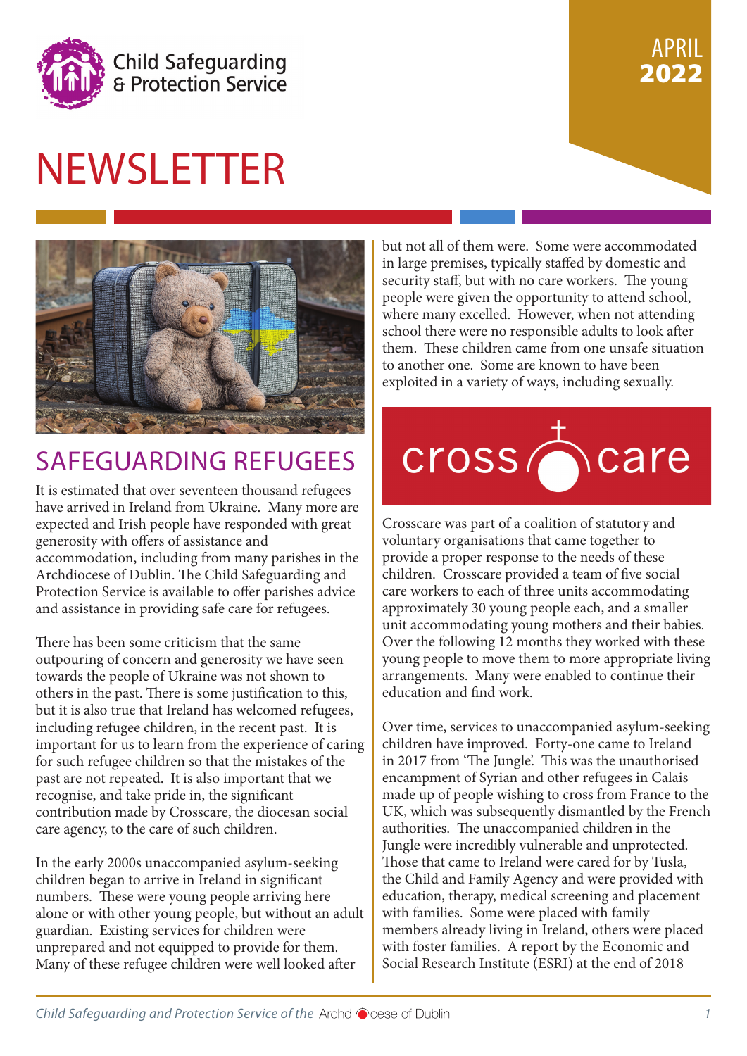Child Safeguarding & Protection Service

APRIL 2022

# NEWSLETTER

## SAFEGUARDING REFUGEES

It is estimated that over seventeen thousand refugees have arrived in Ireland from Ukraine. Many more are expected and Irish people have responded with great generosity with offers of assistance and accommodation, including from many parishes in the Archdiocese of Dublin. The Child Safeguarding and Protection Service is available to offer parishes advice and assistance in providing safe care for refugees.

There has been some criticism that the same outpouring of concern and generosity we have seen towards the people of Ukraine was not shown to others in the past. There is some justification to this, but it is also true that Ireland has welcomed refugees, including refugee children, in the recent past. It is important for us to learn from the experience of caring for such refugee children so that the mistakes of the past are not repeated. It is also important that we recognise, and take pride in, the significant contribution made by Crosscare, the diocesan social care agency, to the care of such children.

In the early 2000s unaccompanied asylum-seeking children began to arrive in Ireland in significant numbers. These were young people arriving here alone or with other young people, but without an adult guardian. Existing services for children were unprepared and not equipped to provide for them. Many of these refugee children were well looked after but not all of them were. Some were accommodated in large premises, typically staffed by domestic and security staff, but with no care workers. The young people were given the opportunity to attend school, where many excelled. However, when not attending school there were no responsible adults to look after them. These children came from one unsafe situation to another one. Some are known to have been exploited in a variety of ways, including sexually.

cross care

Crosscare was part of a coalition of statutory and voluntary organisations that came together to provide a proper response to the needs of these children. Crosscare provided a team of five social care workers to each of three units accommodating approximately 30 young people each, and a smaller unit accommodating young mothers and their babies. Over the following 12 months they worked with these young people to move them to more appropriate living arrangements. Many were enabled to continue their education and find work.

Over time, services to unaccompanied asylum-seeking children have improved. Forty-one came to Ireland in 2017 from 'The Jungle'. This was the unauthorised encampment of Syrian and other refugees in Calais made up of people wishing to cross from France to the UK, which was subsequently dismantled by the French authorities. The unaccompanied children in the Jungle were incredibly vulnerable and unprotected. Those that came to Ireland were cared for by Tusla, the Child and Family Agency and were provided with education, therapy, medical screening and placement with families. Some were placed with family members already living in Ireland, others were placed with foster families. A report by the Economic and Social Research Institute (ESRI) at the end of 2018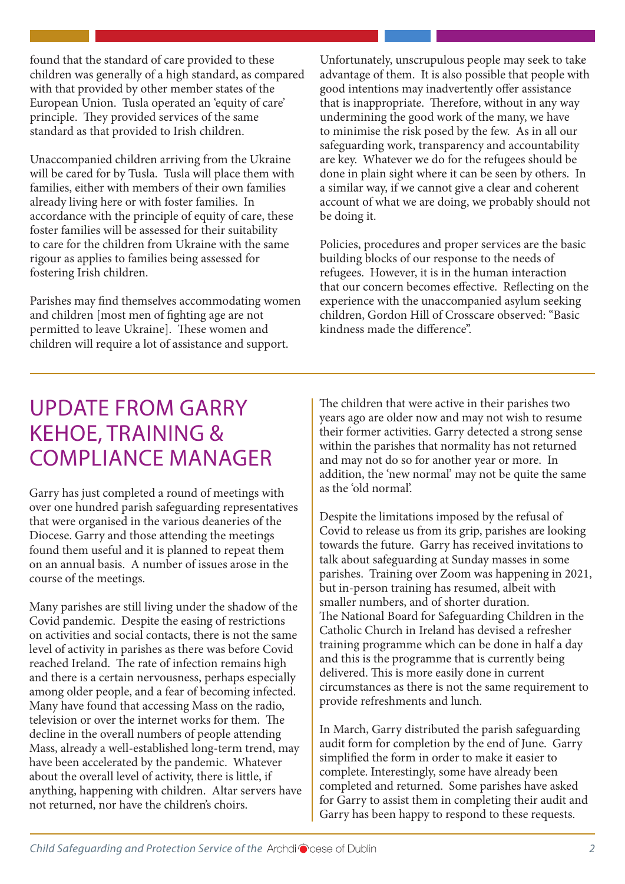found that the standard of care provided to these children was generally of a high standard, as compared with that provided by other member states of the European Union. Tusla operated an 'equity of care' principle. They provided services of the same standard as that provided to Irish children.

Unaccompanied children arriving from the Ukraine will be cared for by Tusla. Tusla will place them with families, either with members of their own families already living here or with foster families. In accordance with the principle of equity of care, these foster families will be assessed for their suitability to care for the children from Ukraine with the same rigour as applies to families being assessed for fostering Irish children.

Parishes may find themselves accommodating women and children [most men of fighting age are not permitted to leave Ukraine]. These women and children will require a lot of assistance and support. Unfortunately, unscrupulous people may seek to take advantage of them. It is also possible that people with good intentions may inadvertently offer assistance that is inappropriate. Therefore, without in any way undermining the good work of the many, we have to minimise the risk posed by the few. As in all our safeguarding work, transparency and accountability are key. Whatever we do for the refugees should be done in plain sight where it can be seen by others. In a similar way, if we cannot give a clear and coherent account of what we are doing, we probably should not be doing it.

Policies, procedures and proper services are the basic building blocks of our response to the needs of refugees. However, it is in the human interaction that our concern becomes effective. Reflecting on the experience with the unaccompanied asylum seeking children, Gordon Hill of Crosscare observed: "Basic kindness made the difference".

## UPDATE FROM GARRY KEHOE, TRAINING & COMPLIANCE MANAGER

Garry has just completed a round of meetings with over one hundred parish safeguarding representatives that were organised in the various deaneries of the Diocese. Garry and those attending the meetings found them useful and it is planned to repeat them on an annual basis. A number of issues arose in the course of the meetings.

Many parishes are still living under the shadow of the Covid pandemic. Despite the easing of restrictions on activities and social contacts, there is not the same level of activity in parishes as there was before Covid reached Ireland. The rate of infection remains high and there is a certain nervousness, perhaps especially among older people, and a fear of becoming infected. Many have found that accessing Mass on the radio, television or over the internet works for them. The decline in the overall numbers of people attending Mass, already a well-established long-term trend, may have been accelerated by the pandemic. Whatever about the overall level of activity, there is little, if anything, happening with children. Altar servers have not returned, nor have the children's choirs.

The children that were active in their parishes two years ago are older now and may not wish to resume their former activities. Garry detected a strong sense within the parishes that normality has not returned and may not do so for another year or more. In addition, the 'new normal' may not be quite the same as the 'old normal'.

Despite the limitations imposed by the refusal of Covid to release us from its grip, parishes are looking towards the future. Garry has received invitations to talk about safeguarding at Sunday masses in some parishes. Training over Zoom was happening in 2021, but in-person training has resumed, albeit with smaller numbers, and of shorter duration.
The National Board for Safeguarding Children in the Catholic Church in Ireland has devised a refresher training programme which can be done in half a day and this is the programme that is currently being delivered. This is more easily done in current circumstances as there is not the same requirement to provide refreshments and lunch.

In March, Garry distributed the parish safeguarding audit form for completion by the end of June. Garry simplified the form in order to make it easier to complete. Interestingly, some have already been completed and returned. Some parishes have asked for Garry to assist them in completing their audit and Garry has been happy to respond to these requests.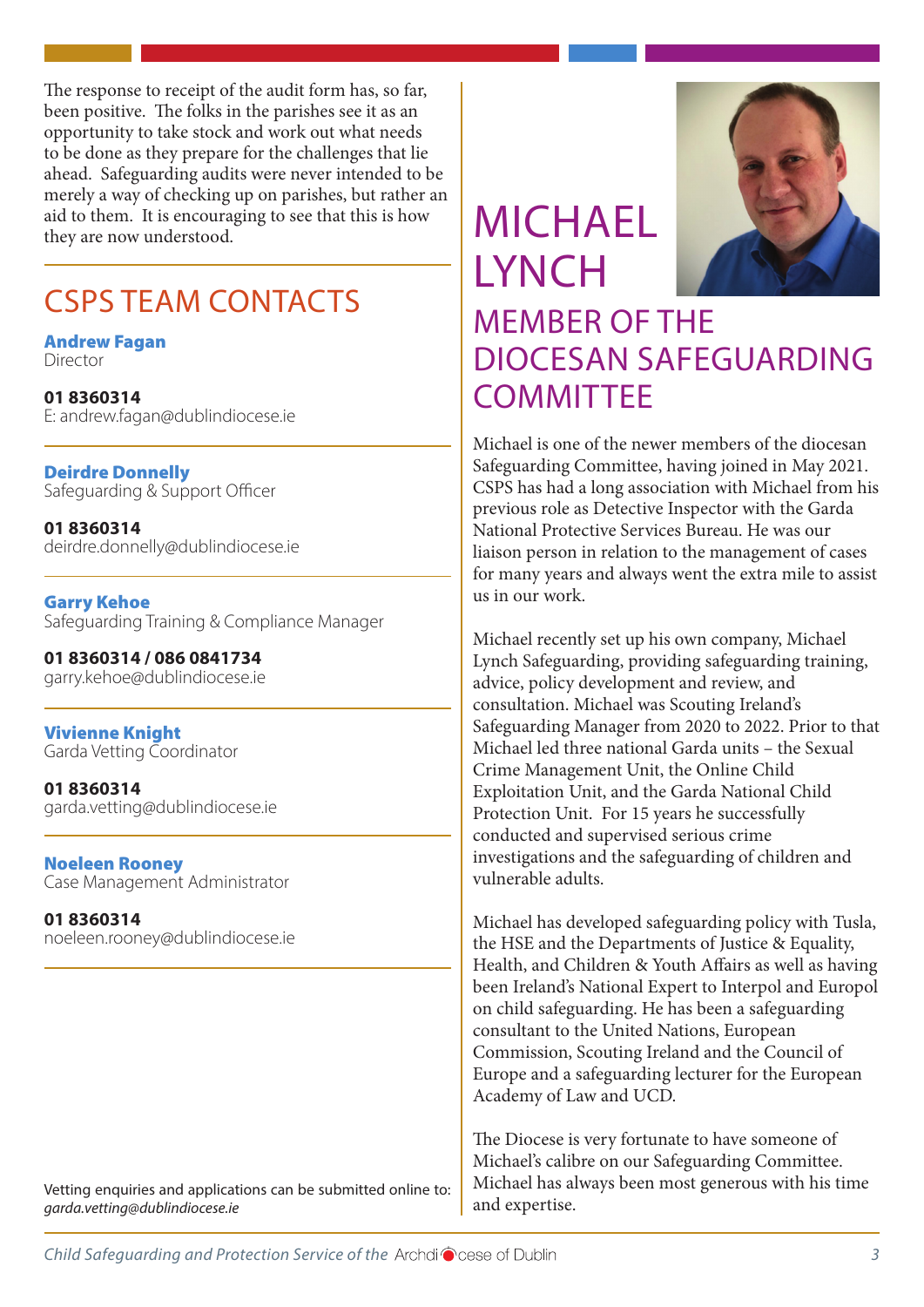The response to receipt of the audit form has, so far, been positive. The folks in the parishes see it as an opportunity to take stock and work out what needs to be done as they prepare for the challenges that lie ahead. Safeguarding audits were never intended to be merely a way of checking up on parishes, but rather an aid to them. It is encouraging to see that this is how they are now understood.

## CSPS TEAM CONTACTS

**Andrew Fagan**
Director

**01 8360314**
E: andrew.fagan@dublindiocese.ie

**Deirdre Donnelly**
Safeguarding & Support Officer

**01 8360314**
deirdre.donnelly@dublindiocese.ie

**Garry Kehoe**
Safeguarding Training & Compliance Manager

**01 8360314 / 086 0841734**
garry.kehoe@dublindiocese.ie

**Vivienne Knight**
Garda Vetting Coordinator

**01 8360314**
garda.vetting@dublindiocese.ie

**Noeleen Rooney**
Case Management Administrator

**01 8360314**
noeleen.rooney@dublindiocese.ie

Vetting enquiries and applications can be submitted online to: *garda.vetting@dublindiocese.ie*

# MICHAEL LYNCH

## MEMBER OF THE DIOCESAN SAFEGUARDING COMMITTEE

Michael is one of the newer members of the diocesan Safeguarding Committee, having joined in May 2021. CSPS has had a long association with Michael from his previous role as Detective Inspector with the Garda National Protective Services Bureau. He was our liaison person in relation to the management of cases for many years and always went the extra mile to assist us in our work.

Michael recently set up his own company, Michael Lynch Safeguarding, providing safeguarding training, advice, policy development and review, and consultation. Michael was Scouting Ireland's Safeguarding Manager from 2020 to 2022. Prior to that Michael led three national Garda units – the Sexual Crime Management Unit, the Online Child Exploitation Unit, and the Garda National Child Protection Unit. For 15 years he successfully conducted and supervised serious crime investigations and the safeguarding of children and vulnerable adults.

Michael has developed safeguarding policy with Tusla, the HSE and the Departments of Justice & Equality, Health, and Children & Youth Affairs as well as having been Ireland's National Expert to Interpol and Europol on child safeguarding. He has been a safeguarding consultant to the United Nations, European Commission, Scouting Ireland and the Council of Europe and a safeguarding lecturer for the European Academy of Law and UCD.

The Diocese is very fortunate to have someone of Michael's calibre on our Safeguarding Committee. Michael has always been most generous with his time and expertise.